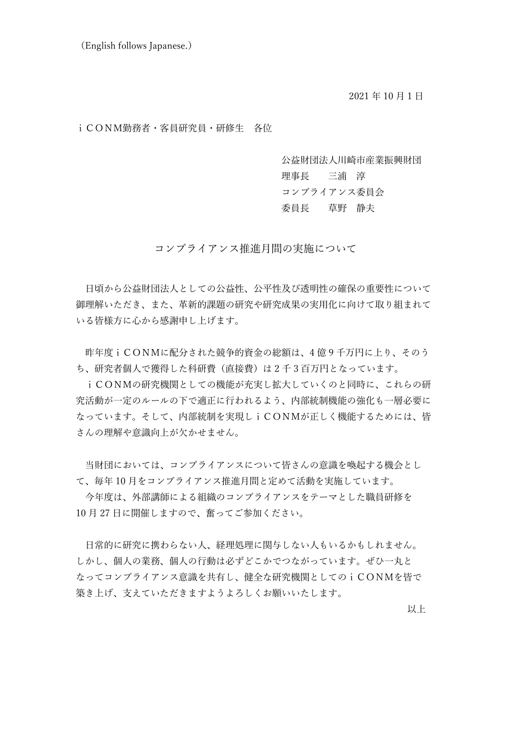（English follows Japanese.）

2021 年 10 月 1 日

ｉＣＯＮＭ勤務者・客員研究員・研修生　各位

公益財団法人川崎市産業振興財団
理事長　　三浦　淳
コンプライアンス委員会
委員長　　草野　静夫

## コンプライアンス推進月間の実施について

日頃から公益財団法人としての公益性、公平性及び透明性の確保の重要性について御理解いただき、また、革新的課題の研究や研究成果の実用化に向けて取り組まれている皆様方に心から感謝申し上げます。

昨年度ｉＣＯＮＭに配分された競争的資金の総額は、4 億 9 千万円に上り、そのうち、研究者個人で獲得した科研費（直接費）は 2 千 3 百万円となっています。

ｉＣＯＮＭの研究機関としての機能が充実し拡大していくのと同時に、これらの研究活動が一定のルールの下で適正に行われるよう、内部統制機能の強化も一層必要になっています。そして、内部統制を実現しｉＣＯＮＭが正しく機能するためには、皆さんの理解や意識向上が欠かせません。

当財団においては、コンプライアンスについて皆さんの意識を喚起する機会として、毎年 10 月をコンプライアンス推進月間と定めて活動を実施しています。

今年度は、外部講師による組織のコンプライアンスをテーマとした職員研修を 10 月 27 日に開催しますので、奮ってご参加ください。

日常的に研究に携わらない人、経理処理に関与しない人もいるかもしれません。しかし、個人の業務、個人の行動は必ずどこかでつながっています。ぜひ一丸となってコンプライアンス意識を共有し、健全な研究機関としてのｉＣＯＮＭを皆で築き上げ、支えていただきますようよろしくお願いいたします。

以上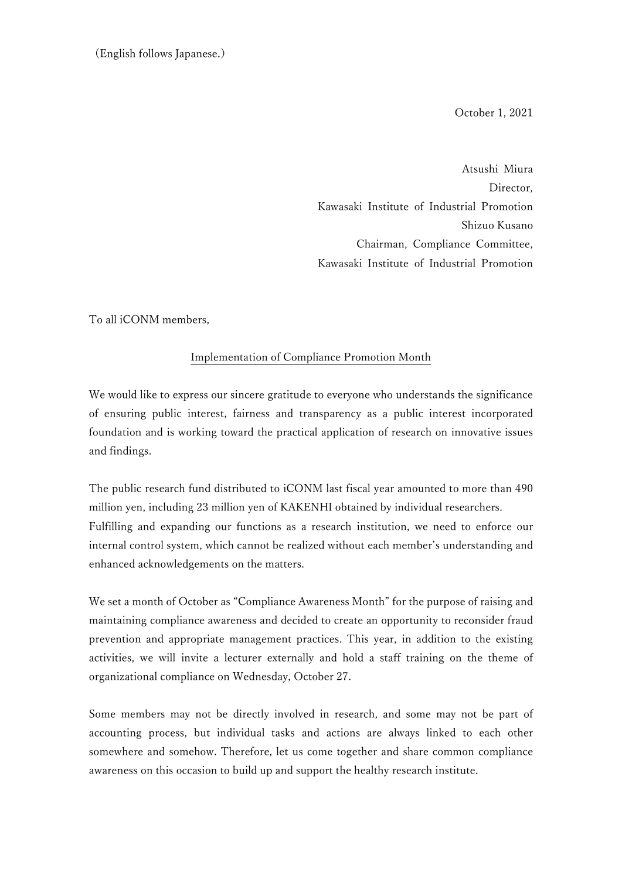（English follows Japanese.）

October 1, 2021

Atsushi Miura
Director,
Kawasaki Institute of Industrial Promotion
Shizuo Kusano
Chairman, Compliance Committee,
Kawasaki Institute of Industrial Promotion

To all iCONM members,

<u>Implementation of Compliance Promotion Month</u>

We would like to express our sincere gratitude to everyone who understands the significance of ensuring public interest, fairness and transparency as a public interest incorporated foundation and is working toward the practical application of research on innovative issues and findings.

The public research fund distributed to iCONM last fiscal year amounted to more than 490 million yen, including 23 million yen of KAKENHI obtained by individual researchers. Fulfilling and expanding our functions as a research institution, we need to enforce our internal control system, which cannot be realized without each member's understanding and enhanced acknowledgements on the matters.

We set a month of October as "Compliance Awareness Month" for the purpose of raising and maintaining compliance awareness and decided to create an opportunity to reconsider fraud prevention and appropriate management practices. This year, in addition to the existing activities, we will invite a lecturer externally and hold a staff training on the theme of organizational compliance on Wednesday, October 27.

Some members may not be directly involved in research, and some may not be part of accounting process, but individual tasks and actions are always linked to each other somewhere and somehow. Therefore, let us come together and share common compliance awareness on this occasion to build up and support the healthy research institute.